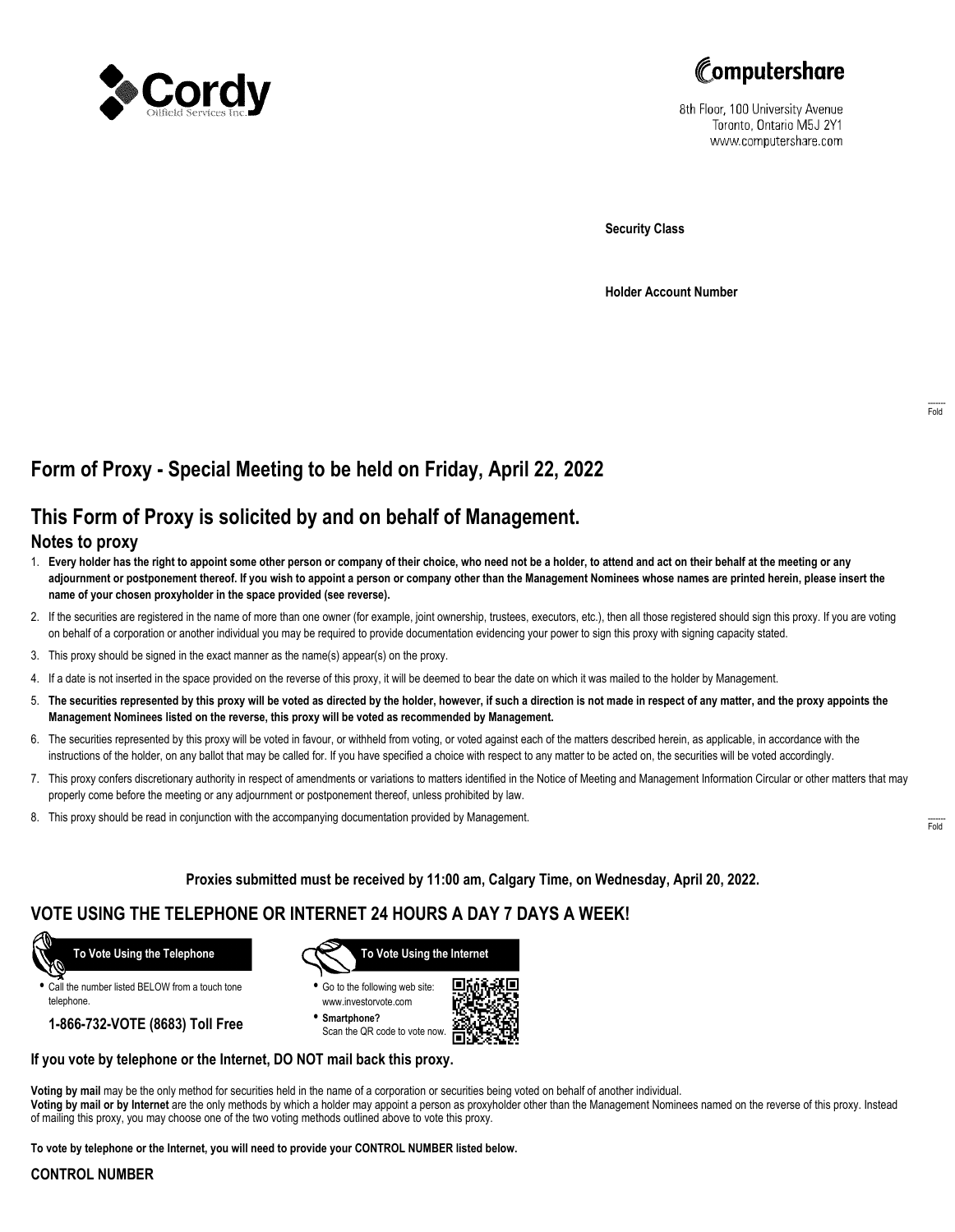Cordy Oilfield Services Inc.

Computershare
8th Floor, 100 University Avenue
Toronto, Ontario M5J 2Y1
www.computershare.com

**Security Class**

**Holder Account Number**

Fold

# Form of Proxy - Special Meeting to be held on Friday, April 22, 2022

## This Form of Proxy is solicited by and on behalf of Management.

### Notes to proxy

1. **Every holder has the right to appoint some other person or company of their choice, who need not be a holder, to attend and act on their behalf at the meeting or any adjournment or postponement thereof. If you wish to appoint a person or company other than the Management Nominees whose names are printed herein, please insert the name of your chosen proxyholder in the space provided (see reverse).**
2. If the securities are registered in the name of more than one owner (for example, joint ownership, trustees, executors, etc.), then all those registered should sign this proxy. If you are voting on behalf of a corporation or another individual you may be required to provide documentation evidencing your power to sign this proxy with signing capacity stated.
3. This proxy should be signed in the exact manner as the name(s) appear(s) on the proxy.
4. If a date is not inserted in the space provided on the reverse of this proxy, it will be deemed to bear the date on which it was mailed to the holder by Management.
5. **The securities represented by this proxy will be voted as directed by the holder, however, if such a direction is not made in respect of any matter, and the proxy appoints the Management Nominees listed on the reverse, this proxy will be voted as recommended by Management.**
6. The securities represented by this proxy will be voted in favour, or withheld from voting, or voted against each of the matters described herein, as applicable, in accordance with the instructions of the holder, on any ballot that may be called for. If you have specified a choice with respect to any matter to be acted on, the securities will be voted accordingly.
7. This proxy confers discretionary authority in respect of amendments or variations to matters identified in the Notice of Meeting and Management Information Circular or other matters that may properly come before the meeting or any adjournment or postponement thereof, unless prohibited by law.
8. This proxy should be read in conjunction with the accompanying documentation provided by Management.

Fold

**Proxies submitted must be received by 11:00 am, Calgary Time, on Wednesday, April 20, 2022.**

## VOTE USING THE TELEPHONE OR INTERNET 24 HOURS A DAY 7 DAYS A WEEK!

**To Vote Using the Telephone**

- Call the number listed BELOW from a touch tone telephone.

**1-866-732-VOTE (8683) Toll Free**

**To Vote Using the Internet**

- Go to the following web site: www.investorvote.com
- **Smartphone?** Scan the QR code to vote now.

**If you vote by telephone or the Internet, DO NOT mail back this proxy.**

**Voting by mail** may be the only method for securities held in the name of a corporation or securities being voted on behalf of another individual.
**Voting by mail or by Internet** are the only methods by which a holder may appoint a person as proxyholder other than the Management Nominees named on the reverse of this proxy. Instead of mailing this proxy, you may choose one of the two voting methods outlined above to vote this proxy.

**To vote by telephone or the Internet, you will need to provide your CONTROL NUMBER listed below.**

**CONTROL NUMBER**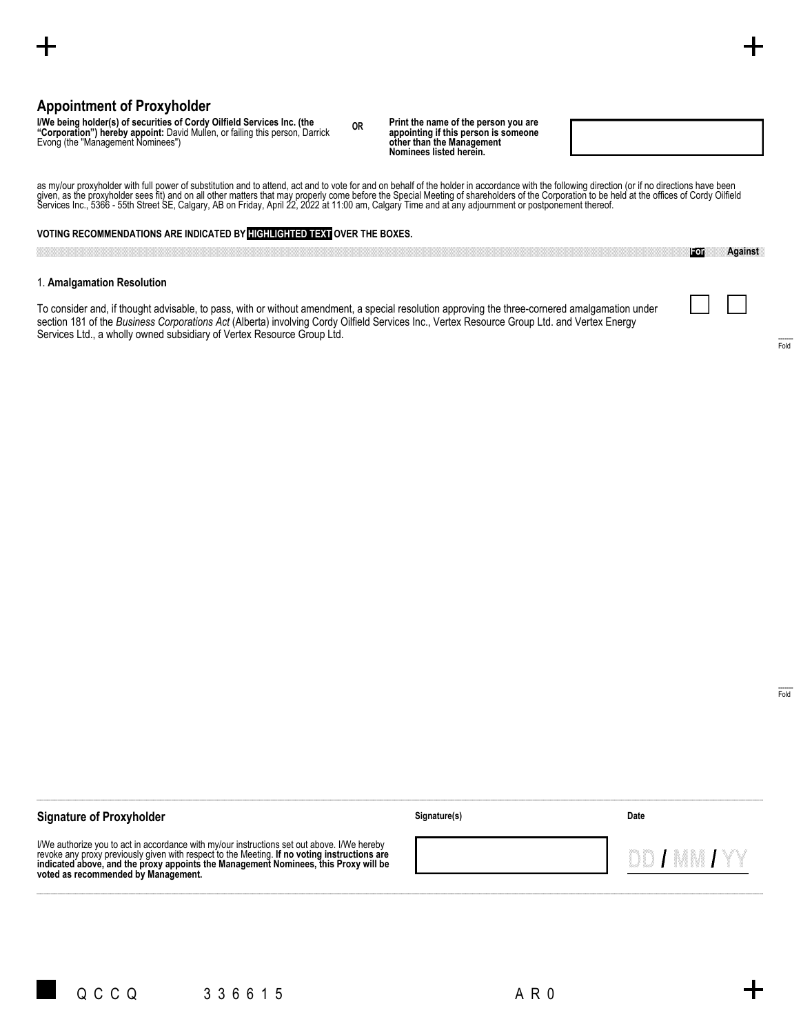## Appointment of Proxyholder

**I/We being holder(s) of securities of Cordy Oilfield Services Inc. (the "Corporation") hereby appoint:** David Mullen, or failing this person, Darrick Evong (the "Management Nominees")

**OR**

**Print the name of the person you are appointing if this person is someone other than the Management Nominees listed herein.**

as my/our proxyholder with full power of substitution and to attend, act and to vote for and on behalf of the holder in accordance with the following direction (or if no directions have been given, as the proxyholder sees fit) and on all other matters that may properly come before the Special Meeting of shareholders of the Corporation to be held at the offices of Cordy Oilfield Services Inc., 5366 - 55th Street SE, Calgary, AB on Friday, April 22, 2022 at 11:00 am, Calgary Time and at any adjournment or postponement thereof.

**VOTING RECOMMENDATIONS ARE INDICATED BY HIGHLIGHTED TEXT OVER THE BOXES.**

| | For | Against |
|---|---|---|
| 1. **Amalgamation Resolution**<br><br>To consider and, if thought advisable, to pass, with or without amendment, a special resolution approving the three-cornered amalgamation under section 181 of the *Business Corporations Act* (Alberta) involving Cordy Oilfield Services Inc., Vertex Resource Group Ltd. and Vertex Energy Services Ltd., a wholly owned subsidiary of Vertex Resource Group Ltd. | ☐ | ☐ |

Fold

Fold

## Signature of Proxyholder

I/We authorize you to act in accordance with my/our instructions set out above. I/We hereby revoke any proxy previously given with respect to the Meeting. **If no voting instructions are indicated above, and the proxy appoints the Management Nominees, this Proxy will be voted as recommended by Management.**

**Signature(s)**

**Date**

DD / MM / YY

QCCQ 336615 AR0